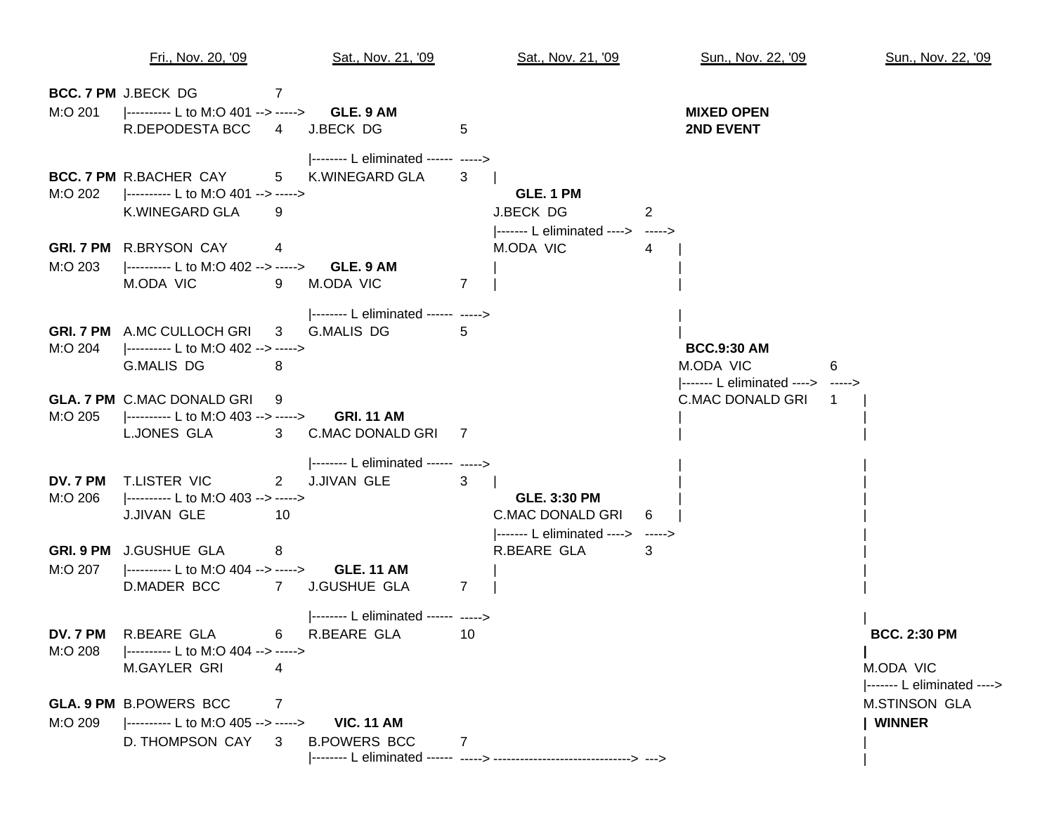**MIXED OPEN**
**2ND EVENT**

| Fri., Nov. 20, '09 | | | Sat., Nov. 21, '09 | | Sat., Nov. 21, '09 | | Sun., Nov. 22, '09 | | Sun., Nov. 22, '09 |
|---|---|---|---|---|---|---|---|---|---|
| **BCC. 7 PM** | J.BECK DG | 7 | | | | | | | |
| M:O 201 | L to M:O 401 | | **GLE. 9 AM** | | | | | | |
| | R.DEPODESTA BCC | 4 | J.BECK DG | 5 | | | | | |
| | | | L eliminated | | | | | | |
| **BCC. 7 PM** | R.BACHER CAY | 5 | K.WINEGARD GLA | 3 | | | | | |
| M:O 202 | L to M:O 401 | | | | **GLE. 1 PM** | | | | |
| | K.WINEGARD GLA | 9 | | | J.BECK DG | 2 | | | |
| | | | | | L eliminated | | | | |
| **GRI. 7 PM** | R.BRYSON CAY | 4 | | | M.ODA VIC | 4 | | | |
| M:O 203 | L to M:O 402 | | **GLE. 9 AM** | | | | | | |
| | M.ODA VIC | 9 | M.ODA VIC | 7 | | | | | |
| | | | L eliminated | | | | | | |
| **GRI. 7 PM** | A.MC CULLOCH GRI | 3 | G.MALIS DG | 5 | | | | | |
| M:O 204 | L to M:O 402 | | | | | | **BCC.9:30 AM** | | |
| | G.MALIS DG | 8 | | | | | M.ODA VIC | 6 | |
| | | | | | | | L eliminated | | |
| **GLA. 7 PM** | C.MAC DONALD GRI | 9 | | | | | C.MAC DONALD GRI | 1 | |
| M:O 205 | L to M:O 403 | | **GRI. 11 AM** | | | | | | |
| | L.JONES GLA | 3 | C.MAC DONALD GRI | 7 | | | | | |
| | | | L eliminated | | | | | | |
| **DV. 7 PM** | T.LISTER VIC | 2 | J.JIVAN GLE | 3 | | | | | |
| M:O 206 | L to M:O 403 | | | | **GLE. 3:30 PM** | | | | |
| | J.JIVAN GLE | 10 | | | C.MAC DONALD GRI | 6 | | | |
| | | | | | L eliminated | | | | |
| **GRI. 9 PM** | J.GUSHUE GLA | 8 | | | R.BEARE GLA | 3 | | | |
| M:O 207 | L to M:O 404 | | **GLE. 11 AM** | | | | | | |
| | D.MADER BCC | 7 | J.GUSHUE GLA | 7 | | | | | |
| | | | L eliminated | | | | | | |
| **DV. 7 PM** | R.BEARE GLA | 6 | R.BEARE GLA | 10 | | | | | **BCC. 2:30 PM** |
| M:O 208 | L to M:O 404 | | | | | | | | |
| | M.GAYLER GRI | 4 | | | | | | | M.ODA VIC |
| | | | | | | | | | L eliminated |
| **GLA. 9 PM** | B.POWERS BCC | 7 | | | | | | | M.STINSON GLA |
| M:O 209 | L to M:O 405 | | **VIC. 11 AM** | | | | | | **WINNER** |
| | D. THOMPSON CAY | 3 | B.POWERS BCC | 7 | | | | | |
| | | | L eliminated | | | | | | |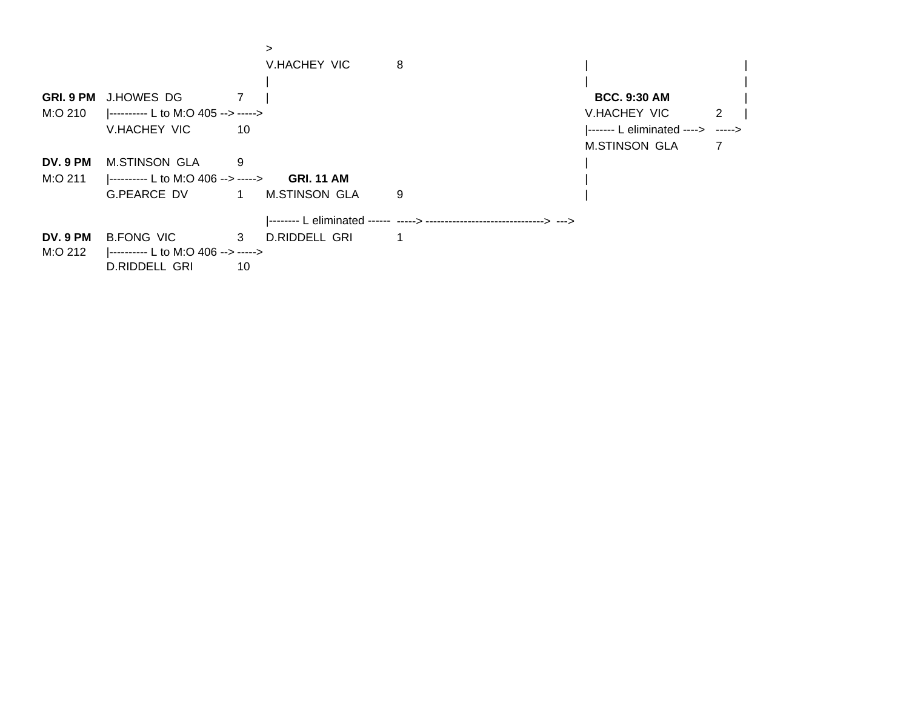>

V.HACHEY VIC 8

|

**GRI. 9 PM** J.HOWES DG 7 |
M:O 210 |---------- L to M:O 405 --> ----->
V.HACHEY VIC 10

**DV. 9 PM** M.STINSON GLA 9
M:O 211 |---------- L to M:O 406 --> -----> **GRI. 11 AM**
G.PEARCE DV 1 M.STINSON GLA 9

|-------- L eliminated ------ -----> -------------------------------> --->

**DV. 9 PM** B.FONG VIC 3 D.RIDDELL GRI 1
M:O 212 |---------- L to M:O 406 --> ----->
D.RIDDELL GRI 10

| |
| |
**BCC. 9:30 AM** |
V.HACHEY VIC 2 |
|------- L eliminated ----> ----->
M.STINSON GLA 7
|
|
|